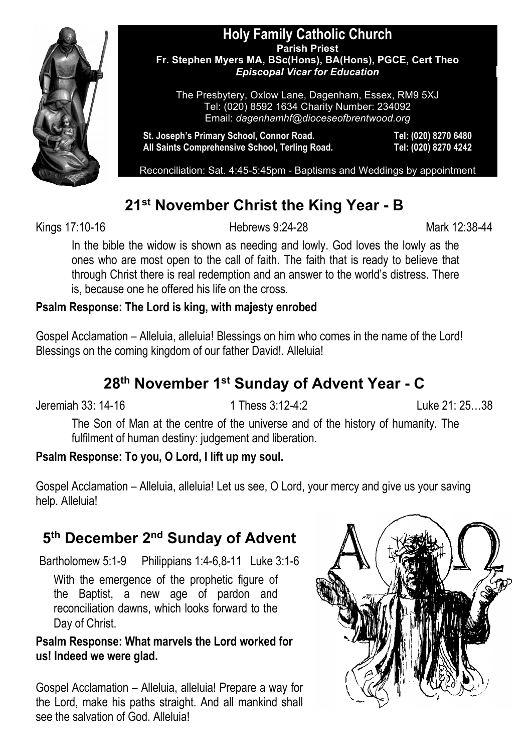# Holy Family Catholic Church

**Parish Priest**
**Fr. Stephen Myers MA, BSc(Hons), BA(Hons), PGCE, Cert Theo**
***Episcopal Vicar for Education***

The Presbytery, Oxlow Lane, Dagenham, Essex, RM9 5XJ
Tel: (020) 8592 1634 Charity Number: 234092
Email: *dagenhamhf@dioceseofbrentwood.org*

**St. Joseph's Primary School, Connor Road.** **Tel: (020) 8270 6480**
**All Saints Comprehensive School, Terling Road.** **Tel: (020) 8270 4242**

Reconciliation: Sat. 4:45-5:45pm - Baptisms and Weddings by appointment

## 21st November Christ the King Year - B

Kings 17:10-16 Hebrews 9:24-28 Mark 12:38-44

In the bible the widow is shown as needing and lowly. God loves the lowly as the ones who are most open to the call of faith. The faith that is ready to believe that through Christ there is real redemption and an answer to the world's distress. There is, because one he offered his life on the cross.

**Psalm Response: The Lord is king, with majesty enrobed**

Gospel Acclamation – Alleluia, alleluia! Blessings on him who comes in the name of the Lord! Blessings on the coming kingdom of our father David!. Alleluia!

## 28th November 1st Sunday of Advent Year - C

Jeremiah 33: 14-16 1 Thess 3:12-4:2 Luke 21: 25…38

The Son of Man at the centre of the universe and of the history of humanity. The fulfilment of human destiny: judgement and liberation.

**Psalm Response: To you, O Lord, I lift up my soul.**

Gospel Acclamation – Alleluia, alleluia! Let us see, O Lord, your mercy and give us your saving help. Alleluia!

## 5th December 2nd Sunday of Advent

Bartholomew 5:1-9 Philippians 1:4-6,8-11 Luke 3:1-6

With the emergence of the prophetic figure of the Baptist, a new age of pardon and reconciliation dawns, which looks forward to the Day of Christ.

**Psalm Response: What marvels the Lord worked for us! Indeed we were glad.**

Gospel Acclamation – Alleluia, alleluia! Prepare a way for the Lord, make his paths straight. And all mankind shall see the salvation of God. Alleluia!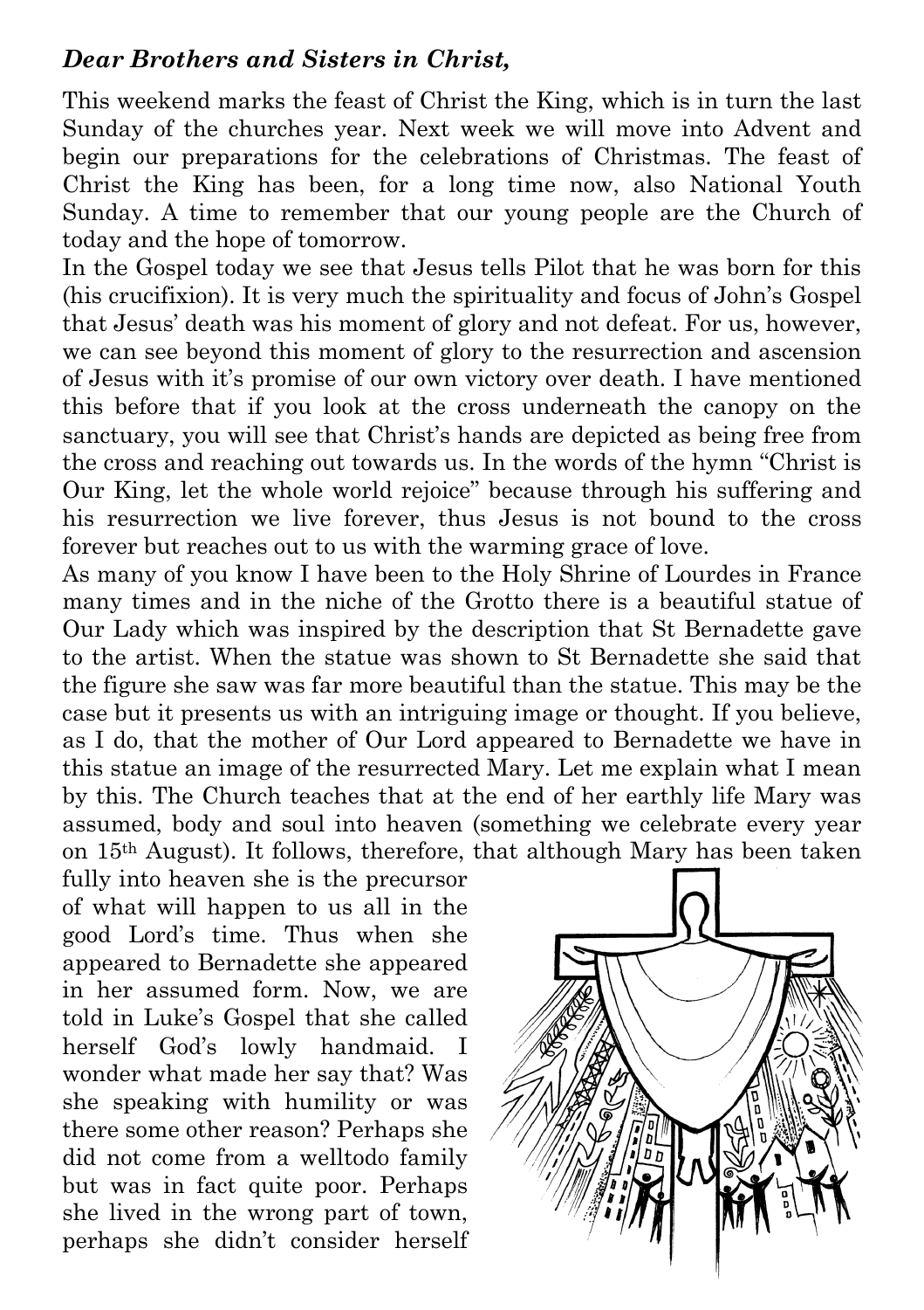***Dear Brothers and Sisters in Christ,***

This weekend marks the feast of Christ the King, which is in turn the last Sunday of the churches year. Next week we will move into Advent and begin our preparations for the celebrations of Christmas. The feast of Christ the King has been, for a long time now, also National Youth Sunday. A time to remember that our young people are the Church of today and the hope of tomorrow.

In the Gospel today we see that Jesus tells Pilot that he was born for this (his crucifixion). It is very much the spirituality and focus of John's Gospel that Jesus' death was his moment of glory and not defeat. For us, however, we can see beyond this moment of glory to the resurrection and ascension of Jesus with it's promise of our own victory over death. I have mentioned this before that if you look at the cross underneath the canopy on the sanctuary, you will see that Christ's hands are depicted as being free from the cross and reaching out towards us. In the words of the hymn "Christ is Our King, let the whole world rejoice" because through his suffering and his resurrection we live forever, thus Jesus is not bound to the cross forever but reaches out to us with the warming grace of love.

As many of you know I have been to the Holy Shrine of Lourdes in France many times and in the niche of the Grotto there is a beautiful statue of Our Lady which was inspired by the description that St Bernadette gave to the artist. When the statue was shown to St Bernadette she said that the figure she saw was far more beautiful than the statue. This may be the case but it presents us with an intriguing image or thought. If you believe, as I do, that the mother of Our Lord appeared to Bernadette we have in this statue an image of the resurrected Mary. Let me explain what I mean by this. The Church teaches that at the end of her earthly life Mary was assumed, body and soul into heaven (something we celebrate every year on 15th August). It follows, therefore, that although Mary has been taken fully into heaven she is the precursor of what will happen to us all in the good Lord's time. Thus when she appeared to Bernadette she appeared in her assumed form. Now, we are told in Luke's Gospel that she called herself God's lowly handmaid. I wonder what made her say that? Was she speaking with humility or was there some other reason? Perhaps she did not come from a welltodo family but was in fact quite poor. Perhaps she lived in the wrong part of town, perhaps she didn't consider herself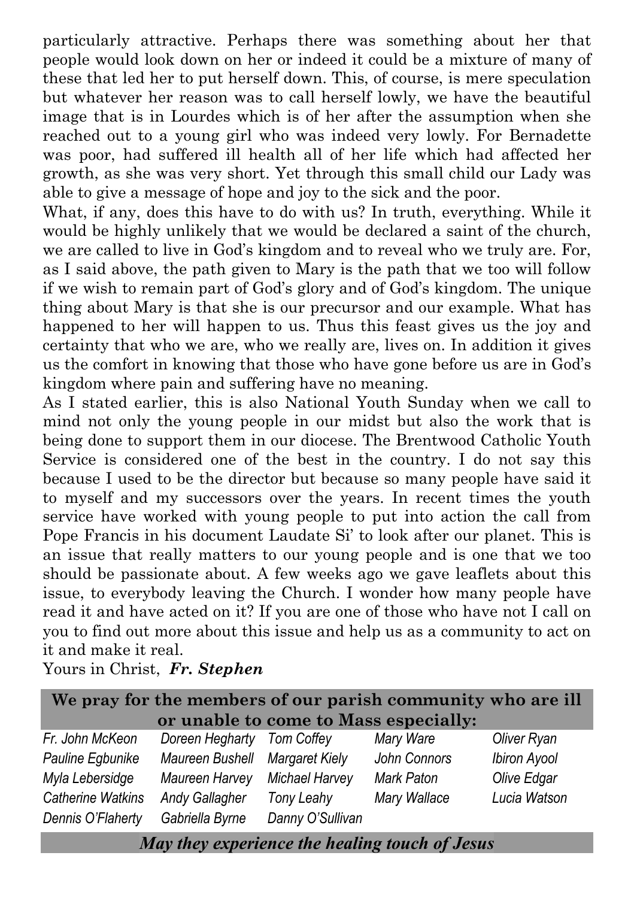particularly attractive. Perhaps there was something about her that people would look down on her or indeed it could be a mixture of many of these that led her to put herself down. This, of course, is mere speculation but whatever her reason was to call herself lowly, we have the beautiful image that is in Lourdes which is of her after the assumption when she reached out to a young girl who was indeed very lowly. For Bernadette was poor, had suffered ill health all of her life which had affected her growth, as she was very short. Yet through this small child our Lady was able to give a message of hope and joy to the sick and the poor.

What, if any, does this have to do with us? In truth, everything. While it would be highly unlikely that we would be declared a saint of the church, we are called to live in God's kingdom and to reveal who we truly are. For, as I said above, the path given to Mary is the path that we too will follow if we wish to remain part of God's glory and of God's kingdom. The unique thing about Mary is that she is our precursor and our example. What has happened to her will happen to us. Thus this feast gives us the joy and certainty that who we are, who we really are, lives on. In addition it gives us the comfort in knowing that those who have gone before us are in God's kingdom where pain and suffering have no meaning.

As I stated earlier, this is also National Youth Sunday when we call to mind not only the young people in our midst but also the work that is being done to support them in our diocese. The Brentwood Catholic Youth Service is considered one of the best in the country. I do not say this because I used to be the director but because so many people have said it to myself and my successors over the years. In recent times the youth service have worked with young people to put into action the call from Pope Francis in his document Laudate Si' to look after our planet. This is an issue that really matters to our young people and is one that we too should be passionate about. A few weeks ago we gave leaflets about this issue, to everybody leaving the Church. I wonder how many people have read it and have acted on it? If you are one of those who have not I call on you to find out more about this issue and help us as a community to act on it and make it real.

Yours in Christ, ***Fr. Stephen***

**We pray for the members of our parish community who are ill or unable to come to Mass especially:**

| | | | | |
|---|---|---|---|---|
| *Fr. John McKeon* | *Doreen Hegharty* | *Tom Coffey* | *Mary Ware* | *Oliver Ryan* |
| *Pauline Egbunike* | *Maureen Bushell* | *Margaret Kiely* | *John Connors* | *Ibiron Ayool* |
| *Myla Lebersidge* | *Maureen Harvey* | *Michael Harvey* | *Mark Paton* | *Olive Edgar* |
| *Catherine Watkins* | *Andy Gallagher* | *Tony Leahy* | *Mary Wallace* | *Lucia Watson* |
| *Dennis O'Flaherty* | *Gabriella Byrne* | *Danny O'Sullivan* | | |

***May they experience the healing touch of Jesus***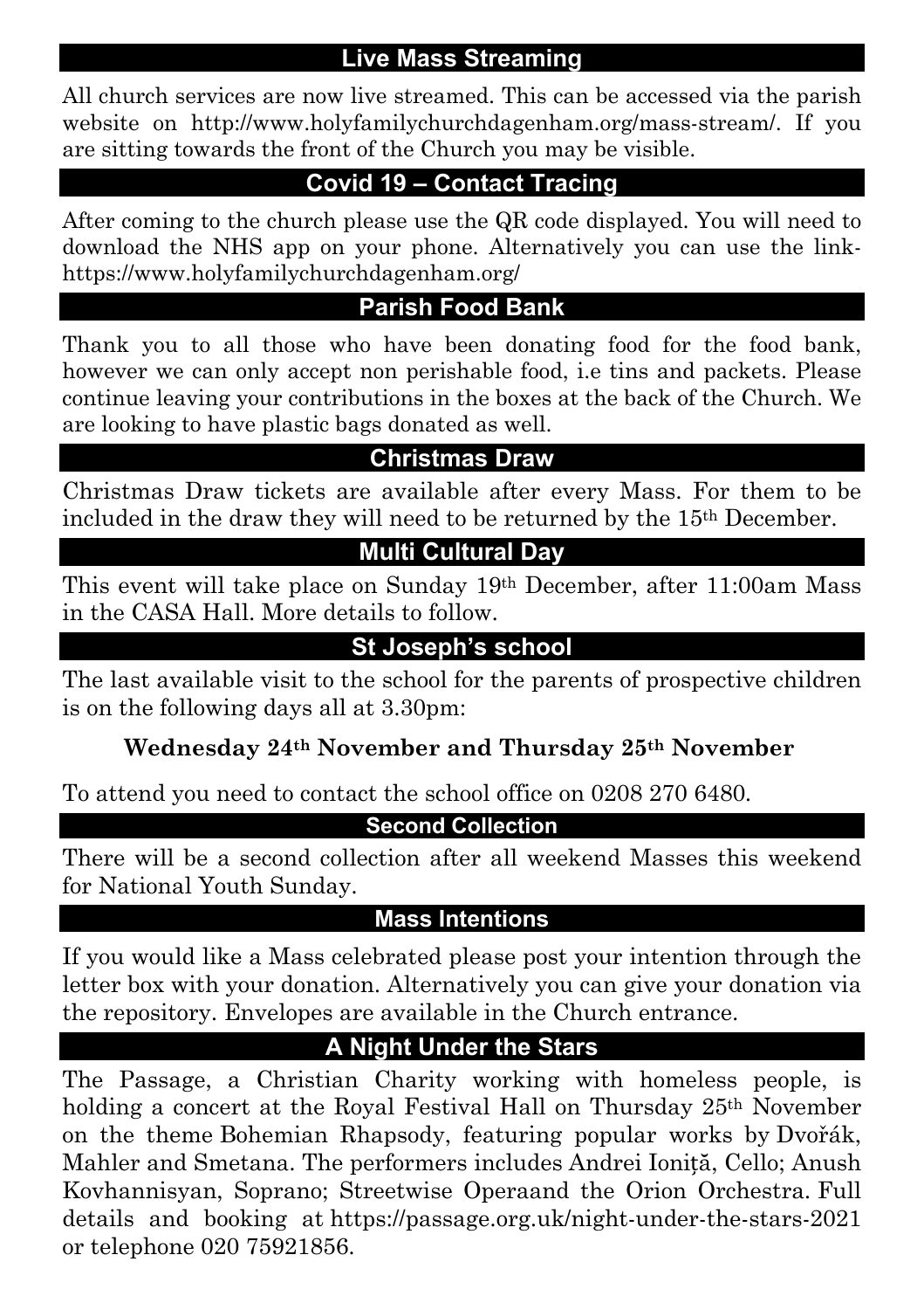## Live Mass Streaming

All church services are now live streamed. This can be accessed via the parish website on http://www.holyfamilychurchdagenham.org/mass-stream/. If you are sitting towards the front of the Church you may be visible.

## Covid 19 – Contact Tracing

After coming to the church please use the QR code displayed. You will need to download the NHS app on your phone. Alternatively you can use the link- https://www.holyfamilychurchdagenham.org/

## Parish Food Bank

Thank you to all those who have been donating food for the food bank, however we can only accept non perishable food, i.e tins and packets. Please continue leaving your contributions in the boxes at the back of the Church. We are looking to have plastic bags donated as well.

## Christmas Draw

Christmas Draw tickets are available after every Mass. For them to be included in the draw they will need to be returned by the 15th December.

## Multi Cultural Day

This event will take place on Sunday 19th December, after 11:00am Mass in the CASA Hall. More details to follow.

## St Joseph's school

The last available visit to the school for the parents of prospective children is on the following days all at 3.30pm:

**Wednesday 24th November and Thursday 25th November**

To attend you need to contact the school office on 0208 270 6480.

## Second Collection

There will be a second collection after all weekend Masses this weekend for National Youth Sunday.

## Mass Intentions

If you would like a Mass celebrated please post your intention through the letter box with your donation. Alternatively you can give your donation via the repository. Envelopes are available in the Church entrance.

## A Night Under the Stars

The Passage, a Christian Charity working with homeless people, is holding a concert at the Royal Festival Hall on Thursday 25th November on the theme Bohemian Rhapsody, featuring popular works by Dvořák, Mahler and Smetana. The performers includes Andrei Ioniță, Cello; Anush Kovhannisyan, Soprano; Streetwise Operaand the Orion Orchestra. Full details and booking at https://passage.org.uk/night-under-the-stars-2021 or telephone 020 75921856.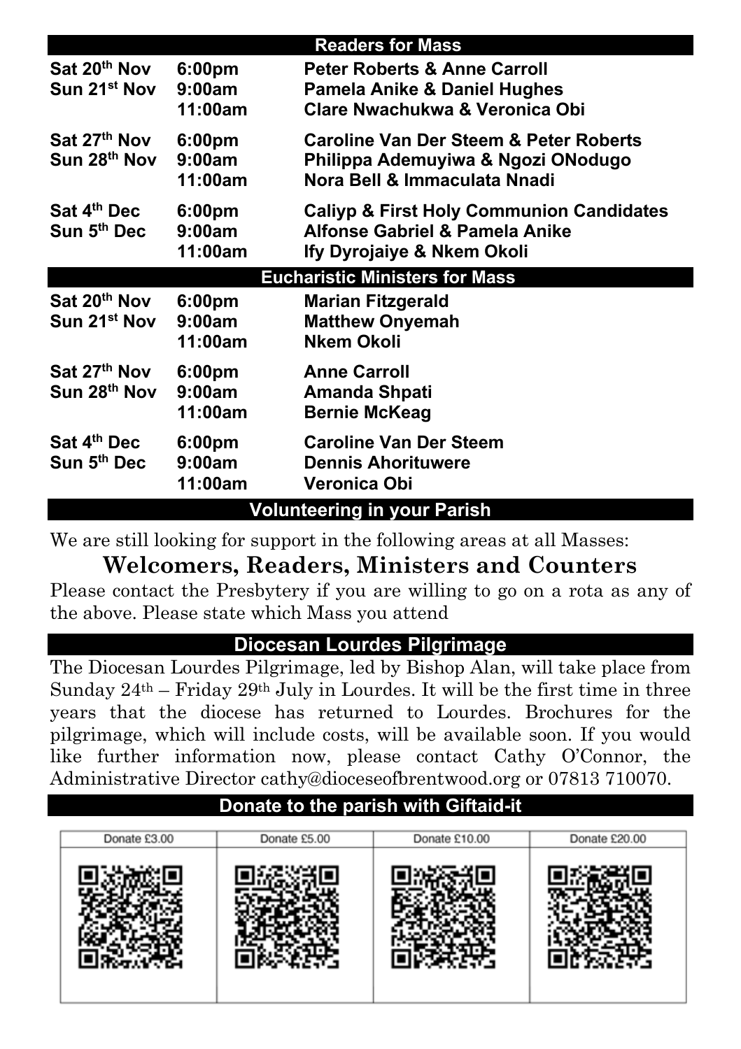## Readers for Mass

| Date | Time | Readers |
|---|---|---|
| Sat 20th Nov | 6:00pm | Peter Roberts & Anne Carroll |
| Sun 21st Nov | 9:00am | Pamela Anike & Daniel Hughes |
| | 11:00am | Clare Nwachukwa & Veronica Obi |
| Sat 27th Nov | 6:00pm | Caroline Van Der Steem & Peter Roberts |
| Sun 28th Nov | 9:00am | Philippa Ademuyiwa & Ngozi ONodugo |
| | 11:00am | Nora Bell & Immaculata Nnadi |
| Sat 4th Dec | 6:00pm | Caliyp & First Holy Communion Candidates |
| Sun 5th Dec | 9:00am | Alfonse Gabriel & Pamela Anike |
| | 11:00am | Ify Dyrojaiye & Nkem Okoli |

## Eucharistic Ministers for Mass

| Date | Time | Ministers |
|---|---|---|
| Sat 20th Nov | 6:00pm | Marian Fitzgerald |
| Sun 21st Nov | 9:00am | Matthew Onyemah |
| | 11:00am | Nkem Okoli |
| Sat 27th Nov | 6:00pm | Anne Carroll |
| Sun 28th Nov | 9:00am | Amanda Shpati |
| | 11:00am | Bernie McKeag |
| Sat 4th Dec | 6:00pm | Caroline Van Der Steem |
| Sun 5th Dec | 9:00am | Dennis Ahorituwere |
| | 11:00am | Veronica Obi |

## Volunteering in your Parish

We are still looking for support in the following areas at all Masses:

**Welcomers, Readers, Ministers and Counters**

Please contact the Presbytery if you are willing to go on a rota as any of the above. Please state which Mass you attend

## Diocesan Lourdes Pilgrimage

The Diocesan Lourdes Pilgrimage, led by Bishop Alan, will take place from Sunday 24th – Friday 29th July in Lourdes. It will be the first time in three years that the diocese has returned to Lourdes. Brochures for the pilgrimage, which will include costs, will be available soon. If you would like further information now, please contact Cathy O'Connor, the Administrative Director cathy@dioceseofbrentwood.org or 07813 710070.

## Donate to the parish with Giftaid-it

| Donate £3.00 | Donate £5.00 | Donate £10.00 | Donate £20.00 |
|---|---|---|---|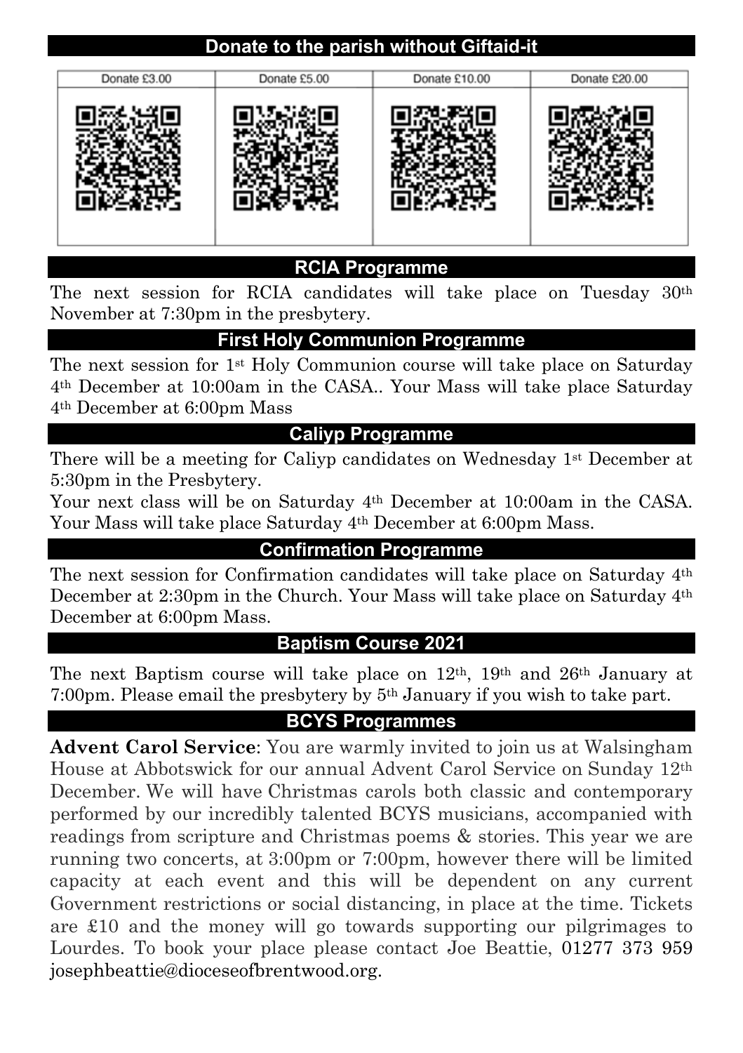## Donate to the parish without Giftaid-it

| Donate £3.00 | Donate £5.00 | Donate £10.00 | Donate £20.00 |
| --- | --- | --- | --- |
| | | | |

## RCIA Programme

The next session for RCIA candidates will take place on Tuesday 30th November at 7:30pm in the presbytery.

## First Holy Communion Programme

The next session for 1st Holy Communion course will take place on Saturday 4th December at 10:00am in the CASA.. Your Mass will take place Saturday 4th December at 6:00pm Mass

## Caliyp Programme

There will be a meeting for Caliyp candidates on Wednesday 1st December at 5:30pm in the Presbytery.

Your next class will be on Saturday 4th December at 10:00am in the CASA. Your Mass will take place Saturday 4th December at 6:00pm Mass.

## Confirmation Programme

The next session for Confirmation candidates will take place on Saturday 4th December at 2:30pm in the Church. Your Mass will take place on Saturday 4th December at 6:00pm Mass.

## Baptism Course 2021

The next Baptism course will take place on 12th, 19th and 26th January at 7:00pm. Please email the presbytery by 5th January if you wish to take part.

## BCYS Programmes

**Advent Carol Service**: You are warmly invited to join us at Walsingham House at Abbotswick for our annual Advent Carol Service on Sunday 12th December. We will have Christmas carols both classic and contemporary performed by our incredibly talented BCYS musicians, accompanied with readings from scripture and Christmas poems & stories. This year we are running two concerts, at 3:00pm or 7:00pm, however there will be limited capacity at each event and this will be dependent on any current Government restrictions or social distancing, in place at the time. Tickets are £10 and the money will go towards supporting our pilgrimages to Lourdes. To book your place please contact Joe Beattie, 01277 373 959 josephbeattie@dioceseofbrentwood.org.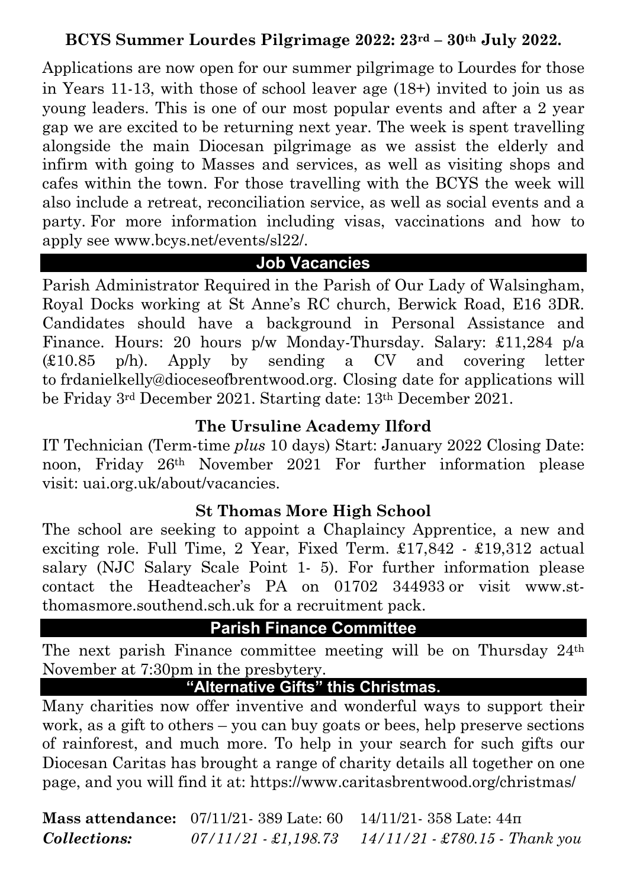**BCYS Summer Lourdes Pilgrimage 2022: 23rd – 30th July 2022.**

Applications are now open for our summer pilgrimage to Lourdes for those in Years 11-13, with those of school leaver age (18+) invited to join us as young leaders. This is one of our most popular events and after a 2 year gap we are excited to be returning next year. The week is spent travelling alongside the main Diocesan pilgrimage as we assist the elderly and infirm with going to Masses and services, as well as visiting shops and cafes within the town. For those travelling with the BCYS the week will also include a retreat, reconciliation service, as well as social events and a party. For more information including visas, vaccinations and how to apply see www.bcys.net/events/sl22/.

## Job Vacancies

Parish Administrator Required in the Parish of Our Lady of Walsingham, Royal Docks working at St Anne's RC church, Berwick Road, E16 3DR. Candidates should have a background in Personal Assistance and Finance. Hours: 20 hours p/w Monday-Thursday. Salary: £11,284 p/a (£10.85 p/h). Apply by sending a CV and covering letter to frdanielkelly@dioceseofbrentwood.org. Closing date for applications will be Friday 3rd December 2021. Starting date: 13th December 2021.

**The Ursuline Academy Ilford**

IT Technician (Term-time *plus* 10 days) Start: January 2022 Closing Date: noon, Friday 26th November 2021 For further information please visit: uai.org.uk/about/vacancies.

**St Thomas More High School**

The school are seeking to appoint a Chaplaincy Apprentice, a new and exciting role. Full Time, 2 Year, Fixed Term. £17,842 - £19,312 actual salary (NJC Salary Scale Point 1- 5). For further information please contact the Headteacher's PA on 01702 344933 or visit www.st-thomasmore.southend.sch.uk for a recruitment pack.

## Parish Finance Committee

The next parish Finance committee meeting will be on Thursday 24th November at 7:30pm in the presbytery.

## "Alternative Gifts" this Christmas.

Many charities now offer inventive and wonderful ways to support their work, as a gift to others – you can buy goats or bees, help preserve sections of rainforest, and much more. To help in your search for such gifts our Diocesan Caritas has brought a range of charity details all together on one page, and you will find it at: https://www.caritasbrentwood.org/christmas/

**Mass attendance:** 07/11/21- 389 Late: 60 14/11/21- 358 Late: 44π

***Collections:*** *07/11/21 - £1,198.73 14/11/21 - £780.15 - Thank you*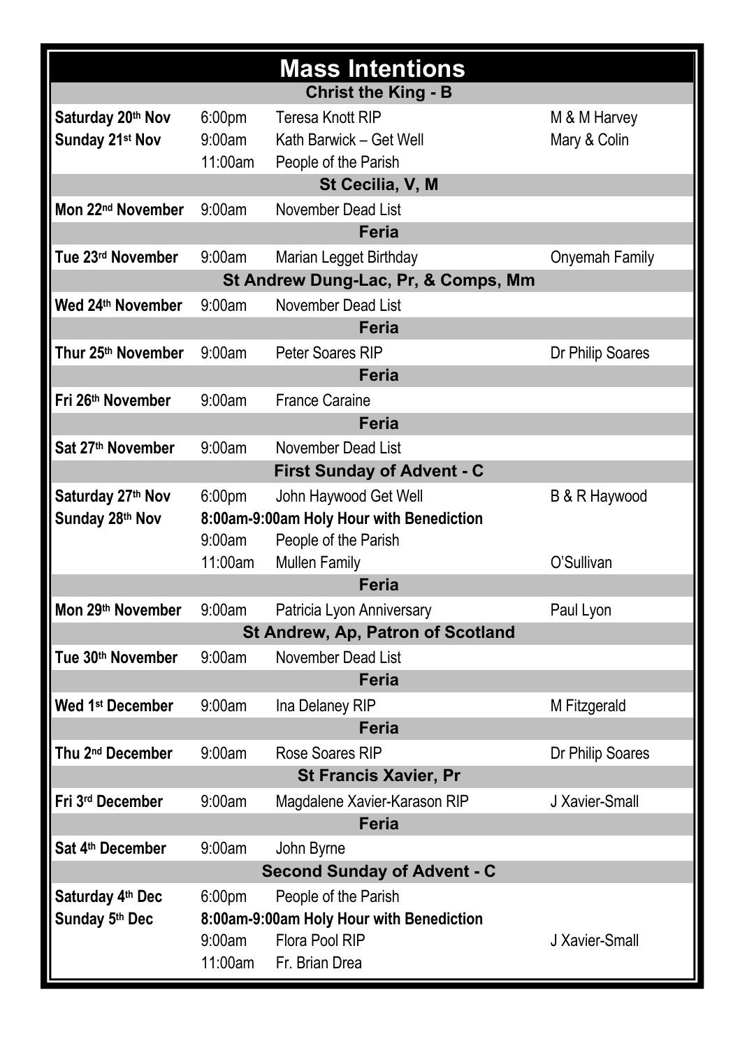# Mass Intentions

| | | | |
|---|---|---|---|
| **Christ the King - B** | | | |
| **Saturday 20th Nov** | 6:00pm | Teresa Knott RIP | M & M Harvey |
| **Sunday 21st Nov** | 9:00am | Kath Barwick – Get Well | Mary & Colin |
| | 11:00am | People of the Parish | |
| **St Cecilia, V, M** | | | |
| **Mon 22nd November** | 9:00am | November Dead List | |
| **Feria** | | | |
| **Tue 23rd November** | 9:00am | Marian Legget Birthday | Onyemah Family |
| **St Andrew Dung-Lac, Pr, & Comps, Mm** | | | |
| **Wed 24th November** | 9:00am | November Dead List | |
| **Feria** | | | |
| **Thur 25th November** | 9:00am | Peter Soares RIP | Dr Philip Soares |
| **Feria** | | | |
| **Fri 26th November** | 9:00am | France Caraine | |
| **Feria** | | | |
| **Sat 27th November** | 9:00am | November Dead List | |
| **First Sunday of Advent - C** | | | |
| **Saturday 27th Nov** | 6:00pm | John Haywood Get Well | B & R Haywood |
| **Sunday 28th Nov** | **8:00am-9:00am Holy Hour with Benediction** | | |
| | 9:00am | People of the Parish | |
| | 11:00am | Mullen Family | O'Sullivan |
| **Feria** | | | |
| **Mon 29th November** | 9:00am | Patricia Lyon Anniversary | Paul Lyon |
| **St Andrew, Ap, Patron of Scotland** | | | |
| **Tue 30th November** | 9:00am | November Dead List | |
| **Feria** | | | |
| **Wed 1st December** | 9:00am | Ina Delaney RIP | M Fitzgerald |
| **Feria** | | | |
| **Thu 2nd December** | 9:00am | Rose Soares RIP | Dr Philip Soares |
| **St Francis Xavier, Pr** | | | |
| **Fri 3rd December** | 9:00am | Magdalene Xavier-Karason RIP | J Xavier-Small |
| **Feria** | | | |
| **Sat 4th December** | 9:00am | John Byrne | |
| **Second Sunday of Advent - C** | | | |
| **Saturday 4th Dec** | 6:00pm | People of the Parish | |
| **Sunday 5th Dec** | **8:00am-9:00am Holy Hour with Benediction** | | |
| | 9:00am | Flora Pool RIP | J Xavier-Small |
| | 11:00am | Fr. Brian Drea | |